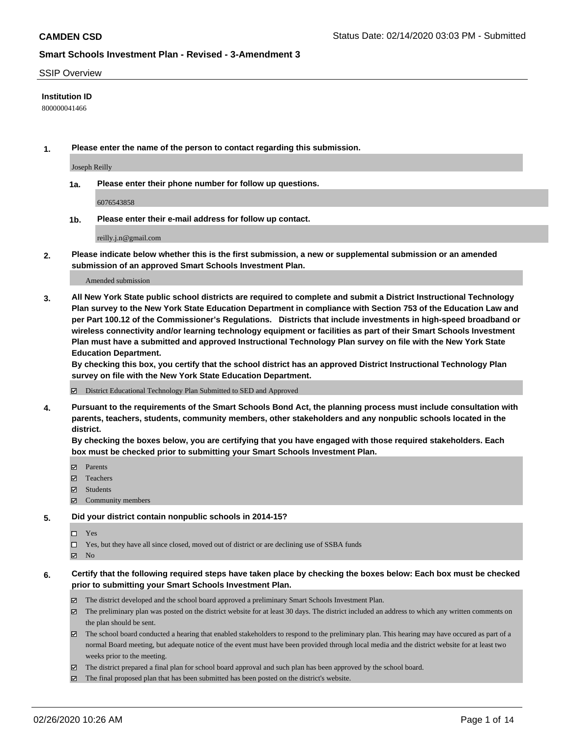**CAMDEN CSD**

Status Date: 02/14/2020 03:03 PM - Submitted

## Smart Schools Investment Plan - Revised - 3-Amendment 3

SSIP Overview

**Institution ID**

800000041466

**1. Please enter the name of the person to contact regarding this submission.**

Joseph Reilly

**1a. Please enter their phone number for follow up questions.**

6076543858

**1b. Please enter their e-mail address for follow up contact.**

reilly.j.n@gmail.com

**2. Please indicate below whether this is the first submission, a new or supplemental submission or an amended submission of an approved Smart Schools Investment Plan.**

Amended submission

**3. All New York State public school districts are required to complete and submit a District Instructional Technology Plan survey to the New York State Education Department in compliance with Section 753 of the Education Law and per Part 100.12 of the Commissioner's Regulations. Districts that include investments in high-speed broadband or wireless connectivity and/or learning technology equipment or facilities as part of their Smart Schools Investment Plan must have a submitted and approved Instructional Technology Plan survey on file with the New York State Education Department.**
**By checking this box, you certify that the school district has an approved District Instructional Technology Plan survey on file with the New York State Education Department.**

☑ District Educational Technology Plan Submitted to SED and Approved

**4. Pursuant to the requirements of the Smart Schools Bond Act, the planning process must include consultation with parents, teachers, students, community members, other stakeholders and any nonpublic schools located in the district.**
**By checking the boxes below, you are certifying that you have engaged with those required stakeholders. Each box must be checked prior to submitting your Smart Schools Investment Plan.**

☑ Parents
☑ Teachers
☑ Students
☑ Community members

**5. Did your district contain nonpublic schools in 2014-15?**

☐ Yes
☐ Yes, but they have all since closed, moved out of district or are declining use of SSBA funds
☑ No

**6. Certify that the following required steps have taken place by checking the boxes below: Each box must be checked prior to submitting your Smart Schools Investment Plan.**

☑ The district developed and the school board approved a preliminary Smart Schools Investment Plan.
☑ The preliminary plan was posted on the district website for at least 30 days. The district included an address to which any written comments on the plan should be sent.
☑ The school board conducted a hearing that enabled stakeholders to respond to the preliminary plan. This hearing may have occured as part of a normal Board meeting, but adequate notice of the event must have been provided through local media and the district website for at least two weeks prior to the meeting.
☑ The district prepared a final plan for school board approval and such plan has been approved by the school board.
☑ The final proposed plan that has been submitted has been posted on the district's website.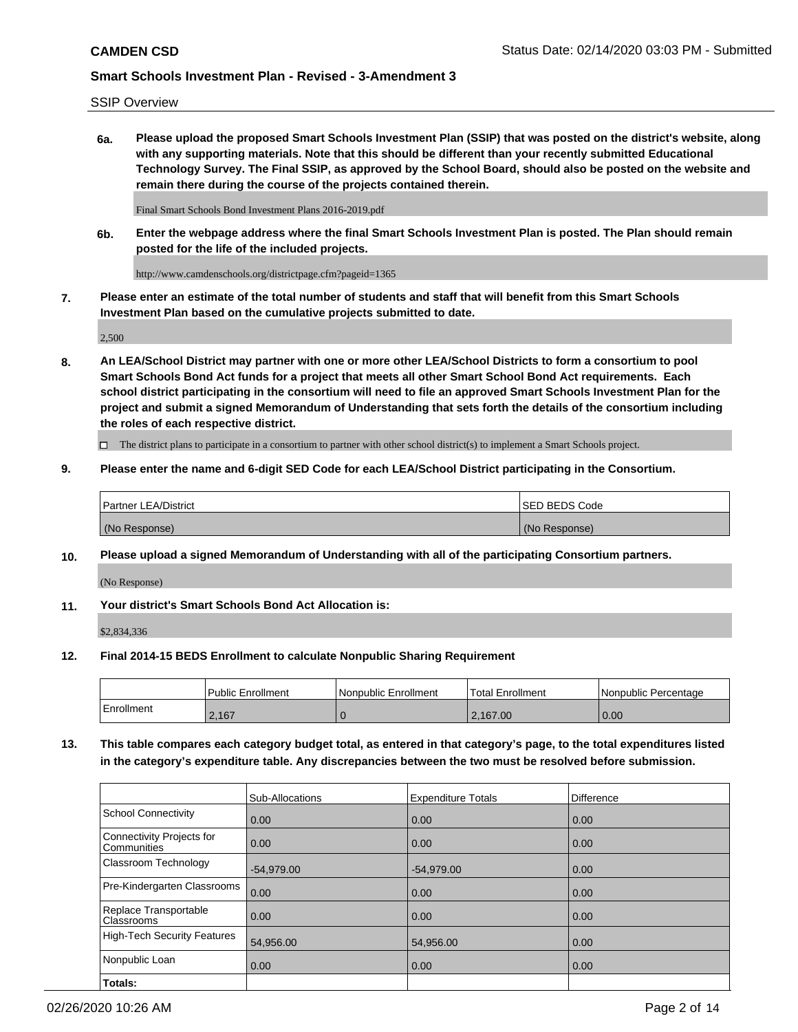SSIP Overview

**6a. Please upload the proposed Smart Schools Investment Plan (SSIP) that was posted on the district's website, along with any supporting materials. Note that this should be different than your recently submitted Educational Technology Survey. The Final SSIP, as approved by the School Board, should also be posted on the website and remain there during the course of the projects contained therein.**

Final Smart Schools Bond Investment Plans 2016-2019.pdf

**6b. Enter the webpage address where the final Smart Schools Investment Plan is posted. The Plan should remain posted for the life of the included projects.**

http://www.camdenschools.org/districtpage.cfm?pageid=1365

**7. Please enter an estimate of the total number of students and staff that will benefit from this Smart Schools Investment Plan based on the cumulative projects submitted to date.**

2,500

**8. An LEA/School District may partner with one or more other LEA/School Districts to form a consortium to pool Smart Schools Bond Act funds for a project that meets all other Smart School Bond Act requirements. Each school district participating in the consortium will need to file an approved Smart Schools Investment Plan for the project and submit a signed Memorandum of Understanding that sets forth the details of the consortium including the roles of each respective district.**

☐ The district plans to participate in a consortium to partner with other school district(s) to implement a Smart Schools project.

**9. Please enter the name and 6-digit SED Code for each LEA/School District participating in the Consortium.**

| Partner LEA/District | SED BEDS Code |
|---|---|
| (No Response) | (No Response) |

**10. Please upload a signed Memorandum of Understanding with all of the participating Consortium partners.**

(No Response)

**11. Your district's Smart Schools Bond Act Allocation is:**

$2,834,336

**12. Final 2014-15 BEDS Enrollment to calculate Nonpublic Sharing Requirement**

| | Public Enrollment | Nonpublic Enrollment | Total Enrollment | Nonpublic Percentage |
|---|---|---|---|---|
| Enrollment | 2,167 | 0 | 2,167.00 | 0.00 |

**13. This table compares each category budget total, as entered in that category's page, to the total expenditures listed in the category's expenditure table. Any discrepancies between the two must be resolved before submission.**

| | Sub-Allocations | Expenditure Totals | Difference |
|---|---|---|---|
| School Connectivity | 0.00 | 0.00 | 0.00 |
| Connectivity Projects for Communities | 0.00 | 0.00 | 0.00 |
| Classroom Technology | -54,979.00 | -54,979.00 | 0.00 |
| Pre-Kindergarten Classrooms | 0.00 | 0.00 | 0.00 |
| Replace Transportable Classrooms | 0.00 | 0.00 | 0.00 |
| High-Tech Security Features | 54,956.00 | 54,956.00 | 0.00 |
| Nonpublic Loan | 0.00 | 0.00 | 0.00 |
| **Totals:** | | | |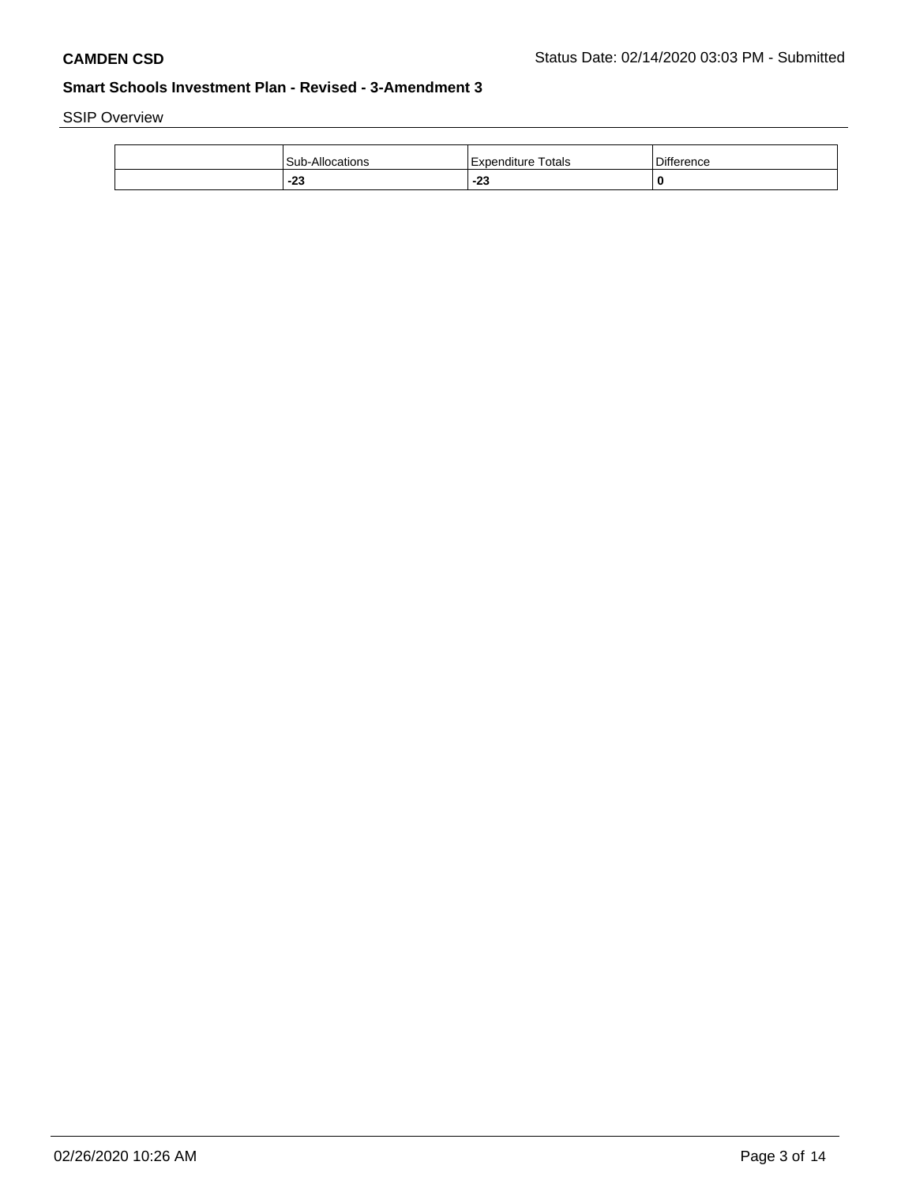**CAMDEN CSD** Status Date: 02/14/2020 03:03 PM - Submitted

**Smart Schools Investment Plan - Revised - 3-Amendment 3**

SSIP Overview

| | Sub-Allocations | Expenditure Totals | Difference |
|---|---|---|---|
| | **-23** | **-23** | **0** |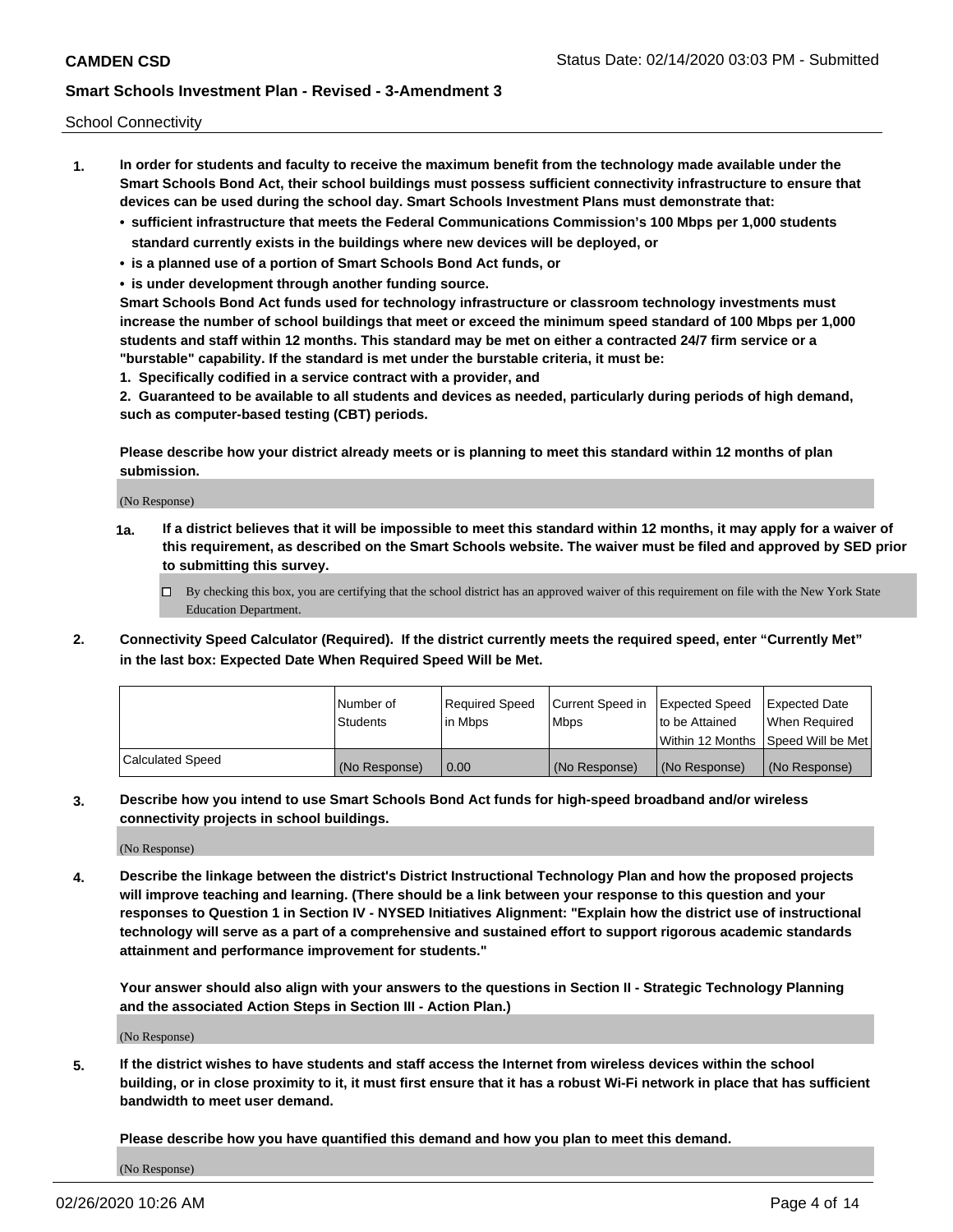School Connectivity

1. **In order for students and faculty to receive the maximum benefit from the technology made available under the Smart Schools Bond Act, their school buildings must possess sufficient connectivity infrastructure to ensure that devices can be used during the school day. Smart Schools Investment Plans must demonstrate that:**
   - **sufficient infrastructure that meets the Federal Communications Commission's 100 Mbps per 1,000 students standard currently exists in the buildings where new devices will be deployed, or**
   - **is a planned use of a portion of Smart Schools Bond Act funds, or**
   - **is under development through another funding source.**

   **Smart Schools Bond Act funds used for technology infrastructure or classroom technology investments must increase the number of school buildings that meet or exceed the minimum speed standard of 100 Mbps per 1,000 students and staff within 12 months. This standard may be met on either a contracted 24/7 firm service or a "burstable" capability. If the standard is met under the burstable criteria, it must be:**

   **1. Specifically codified in a service contract with a provider, and**

   **2. Guaranteed to be available to all students and devices as needed, particularly during periods of high demand, such as computer-based testing (CBT) periods.**

   **Please describe how your district already meets or is planning to meet this standard within 12 months of plan submission.**

   (No Response)

   **1a. If a district believes that it will be impossible to meet this standard within 12 months, it may apply for a waiver of this requirement, as described on the Smart Schools website. The waiver must be filed and approved by SED prior to submitting this survey.**

   ☐ By checking this box, you are certifying that the school district has an approved waiver of this requirement on file with the New York State Education Department.

2. **Connectivity Speed Calculator (Required). If the district currently meets the required speed, enter "Currently Met" in the last box: Expected Date When Required Speed Will be Met.**

| | Number of Students | Required Speed in Mbps | Current Speed in Mbps | Expected Speed to be Attained Within 12 Months | Expected Date When Required Speed Will be Met |
|---|---|---|---|---|---|
| Calculated Speed | (No Response) | 0.00 | (No Response) | (No Response) | (No Response) |

3. **Describe how you intend to use Smart Schools Bond Act funds for high-speed broadband and/or wireless connectivity projects in school buildings.**

   (No Response)

4. **Describe the linkage between the district's District Instructional Technology Plan and how the proposed projects will improve teaching and learning. (There should be a link between your response to this question and your responses to Question 1 in Section IV - NYSED Initiatives Alignment: "Explain how the district use of instructional technology will serve as a part of a comprehensive and sustained effort to support rigorous academic standards attainment and performance improvement for students."**

   **Your answer should also align with your answers to the questions in Section II - Strategic Technology Planning and the associated Action Steps in Section III - Action Plan.)**

   (No Response)

5. **If the district wishes to have students and staff access the Internet from wireless devices within the school building, or in close proximity to it, it must first ensure that it has a robust Wi-Fi network in place that has sufficient bandwidth to meet user demand.**

   **Please describe how you have quantified this demand and how you plan to meet this demand.**

   (No Response)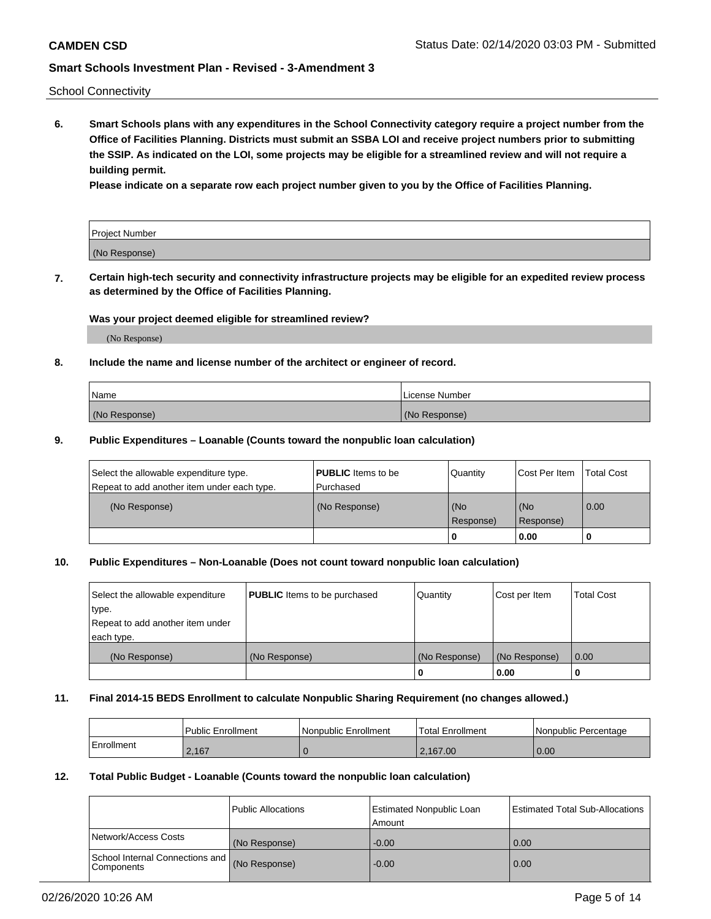School Connectivity

**6. Smart Schools plans with any expenditures in the School Connectivity category require a project number from the Office of Facilities Planning. Districts must submit an SSBA LOI and receive project numbers prior to submitting the SSIP. As indicated on the LOI, some projects may be eligible for a streamlined review and will not require a building permit.**

**Please indicate on a separate row each project number given to you by the Office of Facilities Planning.**

| Project Number |
|---|
| (No Response) |

**7. Certain high-tech security and connectivity infrastructure projects may be eligible for an expedited review process as determined by the Office of Facilities Planning.**

**Was your project deemed eligible for streamlined review?**

(No Response)

**8. Include the name and license number of the architect or engineer of record.**

| Name | License Number |
|---|---|
| (No Response) | (No Response) |

**9. Public Expenditures – Loanable (Counts toward the nonpublic loan calculation)**

| Select the allowable expenditure type. Repeat to add another item under each type. | **PUBLIC** Items to be Purchased | Quantity | Cost Per Item | Total Cost |
|---|---|---|---|---|
| (No Response) | (No Response) | (No Response) | (No Response) | 0.00 |
| | | 0 | 0.00 | 0 |

**10. Public Expenditures – Non-Loanable (Does not count toward nonpublic loan calculation)**

| Select the allowable expenditure type. Repeat to add another item under each type. | **PUBLIC** Items to be purchased | Quantity | Cost per Item | Total Cost |
|---|---|---|---|---|
| (No Response) | (No Response) | (No Response) | (No Response) | 0.00 |
| | | 0 | 0.00 | 0 |

**11. Final 2014-15 BEDS Enrollment to calculate Nonpublic Sharing Requirement (no changes allowed.)**

| | Public Enrollment | Nonpublic Enrollment | Total Enrollment | Nonpublic Percentage |
|---|---|---|---|---|
| Enrollment | 2,167 | 0 | 2,167.00 | 0.00 |

**12. Total Public Budget - Loanable (Counts toward the nonpublic loan calculation)**

| | Public Allocations | Estimated Nonpublic Loan Amount | Estimated Total Sub-Allocations |
|---|---|---|---|
| Network/Access Costs | (No Response) | -0.00 | 0.00 |
| School Internal Connections and Components | (No Response) | -0.00 | 0.00 |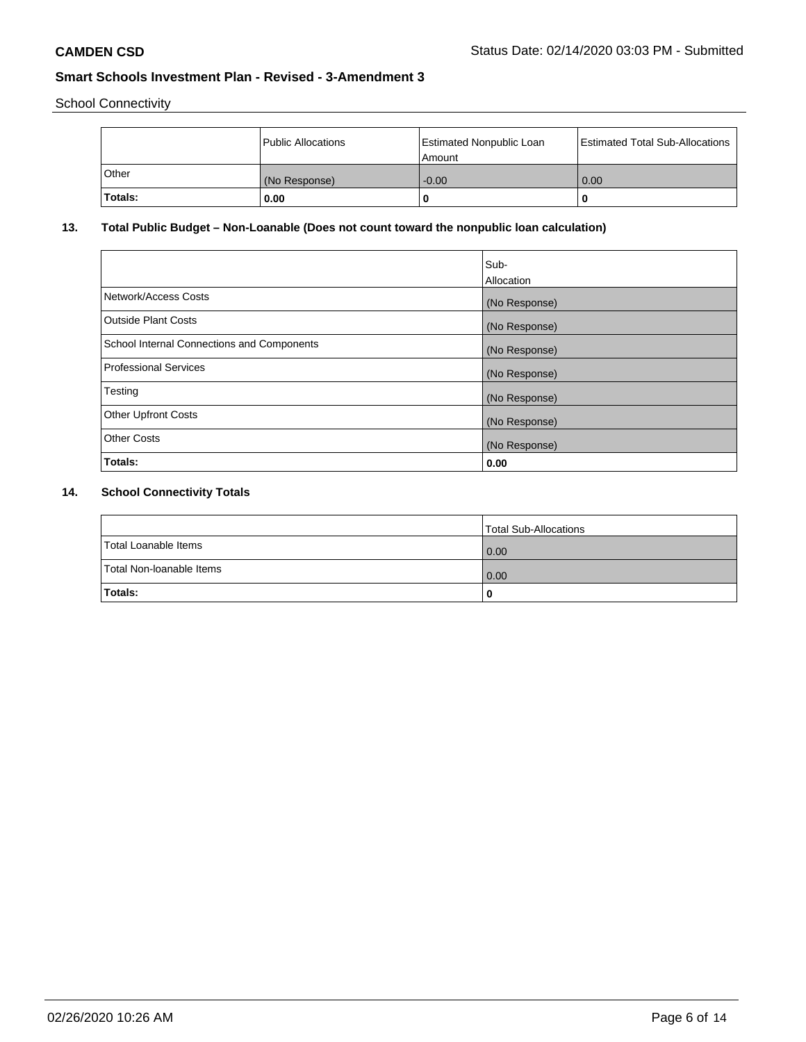School Connectivity

|  | Public Allocations | Estimated Nonpublic Loan Amount | Estimated Total Sub-Allocations |
|---|---|---|---|
| Other | (No Response) | -0.00 | 0.00 |
| **Totals:** | **0.00** | **0** | **0** |

**13. Total Public Budget – Non-Loanable (Does not count toward the nonpublic loan calculation)**

|  | Sub-Allocation |
|---|---|
| Network/Access Costs | (No Response) |
| Outside Plant Costs | (No Response) |
| School Internal Connections and Components | (No Response) |
| Professional Services | (No Response) |
| Testing | (No Response) |
| Other Upfront Costs | (No Response) |
| Other Costs | (No Response) |
| **Totals:** | **0.00** |

**14. School Connectivity Totals**

|  | Total Sub-Allocations |
|---|---|
| Total Loanable Items | 0.00 |
| Total Non-loanable Items | 0.00 |
| **Totals:** | **0** |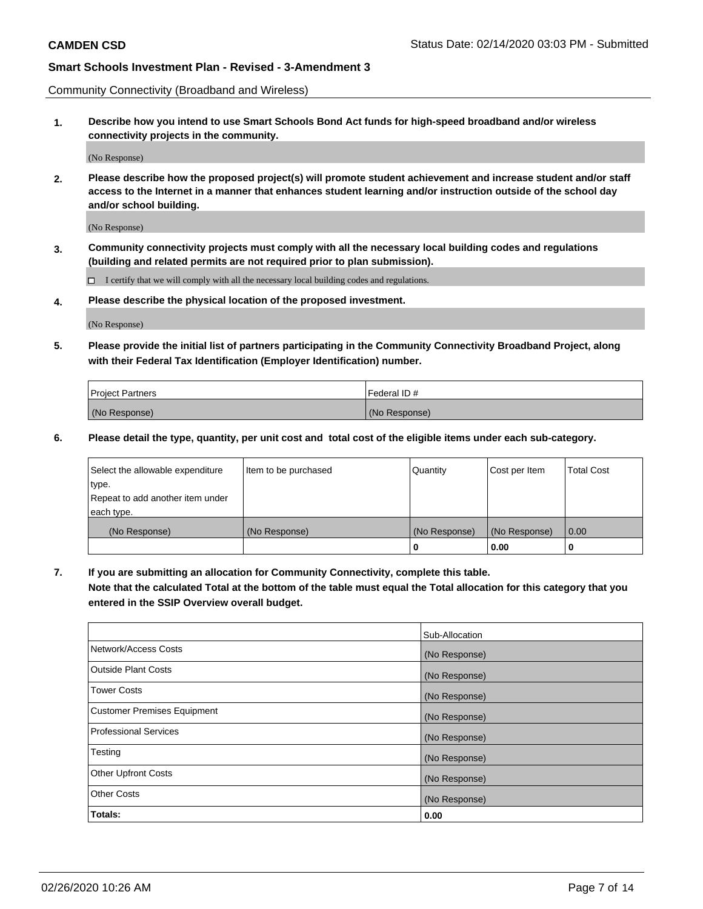Community Connectivity (Broadband and Wireless)

**1. Describe how you intend to use Smart Schools Bond Act funds for high-speed broadband and/or wireless connectivity projects in the community.**

(No Response)

**2. Please describe how the proposed project(s) will promote student achievement and increase student and/or staff access to the Internet in a manner that enhances student learning and/or instruction outside of the school day and/or school building.**

(No Response)

**3. Community connectivity projects must comply with all the necessary local building codes and regulations (building and related permits are not required prior to plan submission).**

☐ I certify that we will comply with all the necessary local building codes and regulations.

**4. Please describe the physical location of the proposed investment.**

(No Response)

**5. Please provide the initial list of partners participating in the Community Connectivity Broadband Project, along with their Federal Tax Identification (Employer Identification) number.**

| Project Partners | Federal ID # |
|---|---|
| (No Response) | (No Response) |

**6. Please detail the type, quantity, per unit cost and total cost of the eligible items under each sub-category.**

| Select the allowable expenditure type. Repeat to add another item under each type. | Item to be purchased | Quantity | Cost per Item | Total Cost |
|---|---|---|---|---|
| (No Response) | (No Response) | (No Response) | (No Response) | 0.00 |
| | | **0** | **0.00** | **0** |

**7. If you are submitting an allocation for Community Connectivity, complete this table. Note that the calculated Total at the bottom of the table must equal the Total allocation for this category that you entered in the SSIP Overview overall budget.**

| | Sub-Allocation |
|---|---|
| Network/Access Costs | (No Response) |
| Outside Plant Costs | (No Response) |
| Tower Costs | (No Response) |
| Customer Premises Equipment | (No Response) |
| Professional Services | (No Response) |
| Testing | (No Response) |
| Other Upfront Costs | (No Response) |
| Other Costs | (No Response) |
| **Totals:** | **0.00** |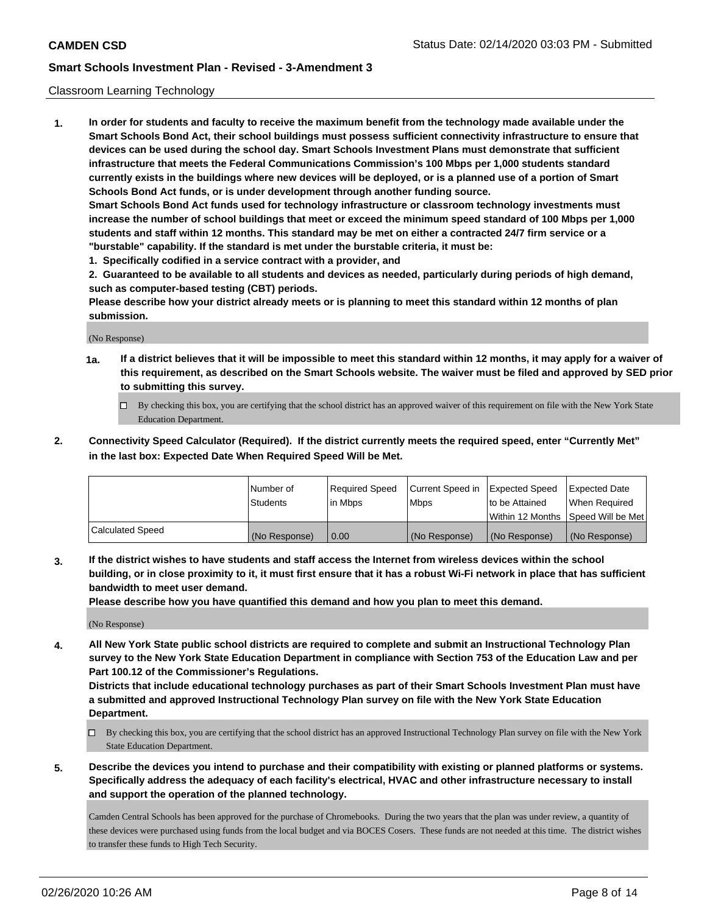Classroom Learning Technology

**1. In order for students and faculty to receive the maximum benefit from the technology made available under the Smart Schools Bond Act, their school buildings must possess sufficient connectivity infrastructure to ensure that devices can be used during the school day. Smart Schools Investment Plans must demonstrate that sufficient infrastructure that meets the Federal Communications Commission's 100 Mbps per 1,000 students standard currently exists in the buildings where new devices will be deployed, or is a planned use of a portion of Smart Schools Bond Act funds, or is under development through another funding source.**

**Smart Schools Bond Act funds used for technology infrastructure or classroom technology investments must increase the number of school buildings that meet or exceed the minimum speed standard of 100 Mbps per 1,000 students and staff within 12 months. This standard may be met on either a contracted 24/7 firm service or a "burstable" capability. If the standard is met under the burstable criteria, it must be:**

**1. Specifically codified in a service contract with a provider, and**

**2. Guaranteed to be available to all students and devices as needed, particularly during periods of high demand, such as computer-based testing (CBT) periods.**

**Please describe how your district already meets or is planning to meet this standard within 12 months of plan submission.**

(No Response)

**1a. If a district believes that it will be impossible to meet this standard within 12 months, it may apply for a waiver of this requirement, as described on the Smart Schools website. The waiver must be filed and approved by SED prior to submitting this survey.**

☐ By checking this box, you are certifying that the school district has an approved waiver of this requirement on file with the New York State Education Department.

**2. Connectivity Speed Calculator (Required). If the district currently meets the required speed, enter "Currently Met" in the last box: Expected Date When Required Speed Will be Met.**

| | Number of Students | Required Speed in Mbps | Current Speed in Mbps | Expected Speed to be Attained Within 12 Months | Expected Date When Required Speed Will be Met |
|---|---|---|---|---|---|
| Calculated Speed | (No Response) | 0.00 | (No Response) | (No Response) | (No Response) |

**3. If the district wishes to have students and staff access the Internet from wireless devices within the school building, or in close proximity to it, it must first ensure that it has a robust Wi-Fi network in place that has sufficient bandwidth to meet user demand.**

**Please describe how you have quantified this demand and how you plan to meet this demand.**

(No Response)

**4. All New York State public school districts are required to complete and submit an Instructional Technology Plan survey to the New York State Education Department in compliance with Section 753 of the Education Law and per Part 100.12 of the Commissioner's Regulations.**

**Districts that include educational technology purchases as part of their Smart Schools Investment Plan must have a submitted and approved Instructional Technology Plan survey on file with the New York State Education Department.**

☐ By checking this box, you are certifying that the school district has an approved Instructional Technology Plan survey on file with the New York State Education Department.

**5. Describe the devices you intend to purchase and their compatibility with existing or planned platforms or systems. Specifically address the adequacy of each facility's electrical, HVAC and other infrastructure necessary to install and support the operation of the planned technology.**

Camden Central Schools has been approved for the purchase of Chromebooks. During the two years that the plan was under review, a quantity of these devices were purchased using funds from the local budget and via BOCES Cosers. These funds are not needed at this time. The district wishes to transfer these funds to High Tech Security.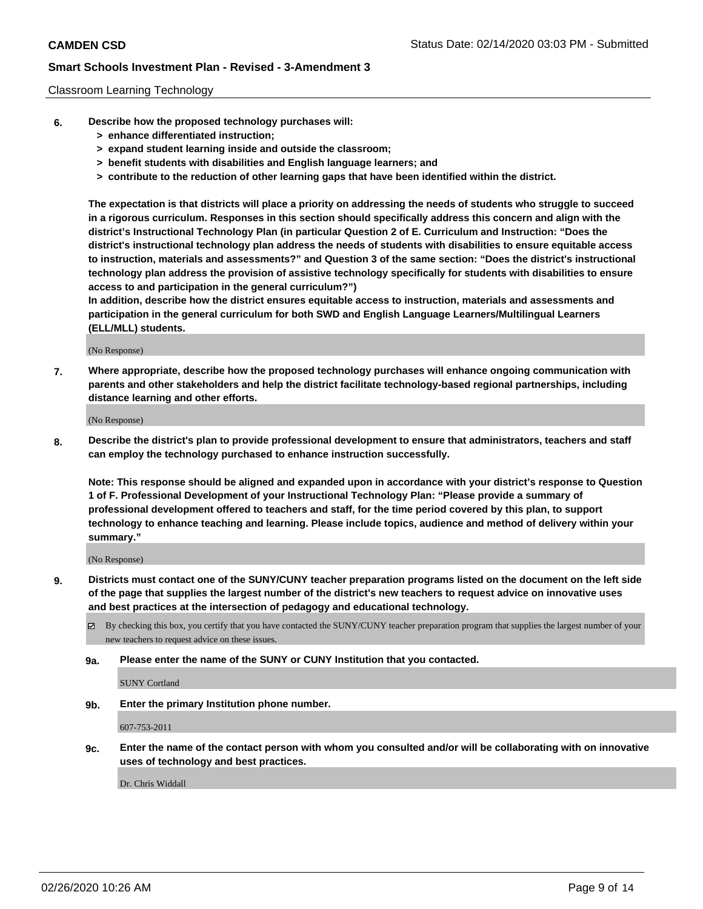Classroom Learning Technology

**6. Describe how the proposed technology purchases will:**

> **> enhance differentiated instruction;**
> **> expand student learning inside and outside the classroom;**
> **> benefit students with disabilities and English language learners; and**
> **> contribute to the reduction of other learning gaps that have been identified within the district.**

**The expectation is that districts will place a priority on addressing the needs of students who struggle to succeed in a rigorous curriculum. Responses in this section should specifically address this concern and align with the district's Instructional Technology Plan (in particular Question 2 of E. Curriculum and Instruction: "Does the district's instructional technology plan address the needs of students with disabilities to ensure equitable access to instruction, materials and assessments?" and Question 3 of the same section: "Does the district's instructional technology plan address the provision of assistive technology specifically for students with disabilities to ensure access to and participation in the general curriculum?")**

**In addition, describe how the district ensures equitable access to instruction, materials and assessments and participation in the general curriculum for both SWD and English Language Learners/Multilingual Learners (ELL/MLL) students.**

(No Response)

**7. Where appropriate, describe how the proposed technology purchases will enhance ongoing communication with parents and other stakeholders and help the district facilitate technology-based regional partnerships, including distance learning and other efforts.**

(No Response)

**8. Describe the district's plan to provide professional development to ensure that administrators, teachers and staff can employ the technology purchased to enhance instruction successfully.**

**Note: This response should be aligned and expanded upon in accordance with your district's response to Question 1 of F. Professional Development of your Instructional Technology Plan: "Please provide a summary of professional development offered to teachers and staff, for the time period covered by this plan, to support technology to enhance teaching and learning. Please include topics, audience and method of delivery within your summary."**

(No Response)

**9. Districts must contact one of the SUNY/CUNY teacher preparation programs listed on the document on the left side of the page that supplies the largest number of the district's new teachers to request advice on innovative uses and best practices at the intersection of pedagogy and educational technology.**

☑ By checking this box, you certify that you have contacted the SUNY/CUNY teacher preparation program that supplies the largest number of your new teachers to request advice on these issues.

**9a. Please enter the name of the SUNY or CUNY Institution that you contacted.**

SUNY Cortland

**9b. Enter the primary Institution phone number.**

607-753-2011

**9c. Enter the name of the contact person with whom you consulted and/or will be collaborating with on innovative uses of technology and best practices.**

Dr. Chris Widdall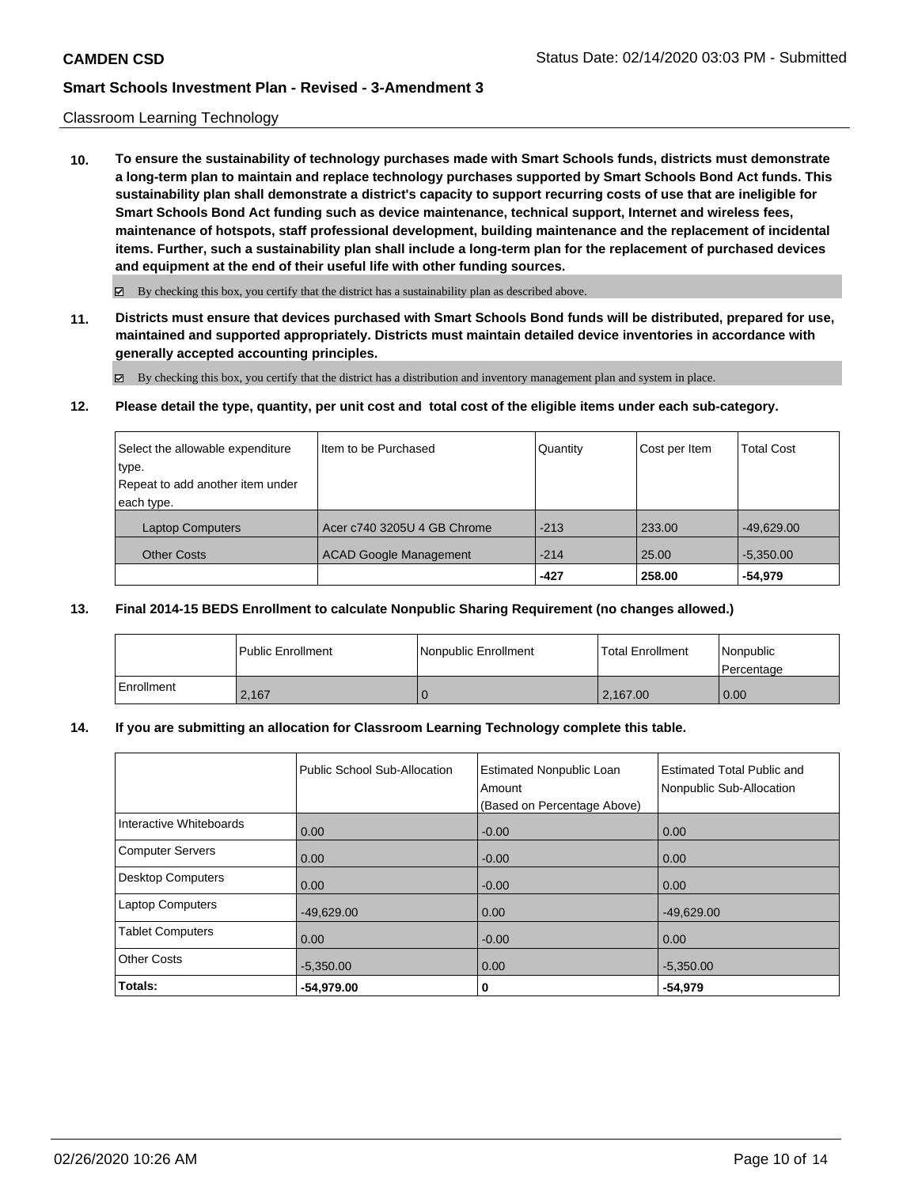Classroom Learning Technology

**10. To ensure the sustainability of technology purchases made with Smart Schools funds, districts must demonstrate a long-term plan to maintain and replace technology purchases supported by Smart Schools Bond Act funds. This sustainability plan shall demonstrate a district's capacity to support recurring costs of use that are ineligible for Smart Schools Bond Act funding such as device maintenance, technical support, Internet and wireless fees, maintenance of hotspots, staff professional development, building maintenance and the replacement of incidental items. Further, such a sustainability plan shall include a long-term plan for the replacement of purchased devices and equipment at the end of their useful life with other funding sources.**

☑ By checking this box, you certify that the district has a sustainability plan as described above.

**11. Districts must ensure that devices purchased with Smart Schools Bond funds will be distributed, prepared for use, maintained and supported appropriately. Districts must maintain detailed device inventories in accordance with generally accepted accounting principles.**

☑ By checking this box, you certify that the district has a distribution and inventory management plan and system in place.

**12. Please detail the type, quantity, per unit cost and total cost of the eligible items under each sub-category.**

| Select the allowable expenditure type. Repeat to add another item under each type. | Item to be Purchased | Quantity | Cost per Item | Total Cost |
|---|---|---|---|---|
| Laptop Computers | Acer c740 3205U 4 GB Chrome | -213 | 233.00 | -49,629.00 |
| Other Costs | ACAD Google Management | -214 | 25.00 | -5,350.00 |
| | | **-427** | **258.00** | **-54,979** |

**13. Final 2014-15 BEDS Enrollment to calculate Nonpublic Sharing Requirement (no changes allowed.)**

| | Public Enrollment | Nonpublic Enrollment | Total Enrollment | Nonpublic Percentage |
|---|---|---|---|---|
| Enrollment | 2,167 | 0 | 2,167.00 | 0.00 |

**14. If you are submitting an allocation for Classroom Learning Technology complete this table.**

| | Public School Sub-Allocation | Estimated Nonpublic Loan Amount (Based on Percentage Above) | Estimated Total Public and Nonpublic Sub-Allocation |
|---|---|---|---|
| Interactive Whiteboards | 0.00 | -0.00 | 0.00 |
| Computer Servers | 0.00 | -0.00 | 0.00 |
| Desktop Computers | 0.00 | -0.00 | 0.00 |
| Laptop Computers | -49,629.00 | 0.00 | -49,629.00 |
| Tablet Computers | 0.00 | -0.00 | 0.00 |
| Other Costs | -5,350.00 | 0.00 | -5,350.00 |
| **Totals:** | **-54,979.00** | **0** | **-54,979** |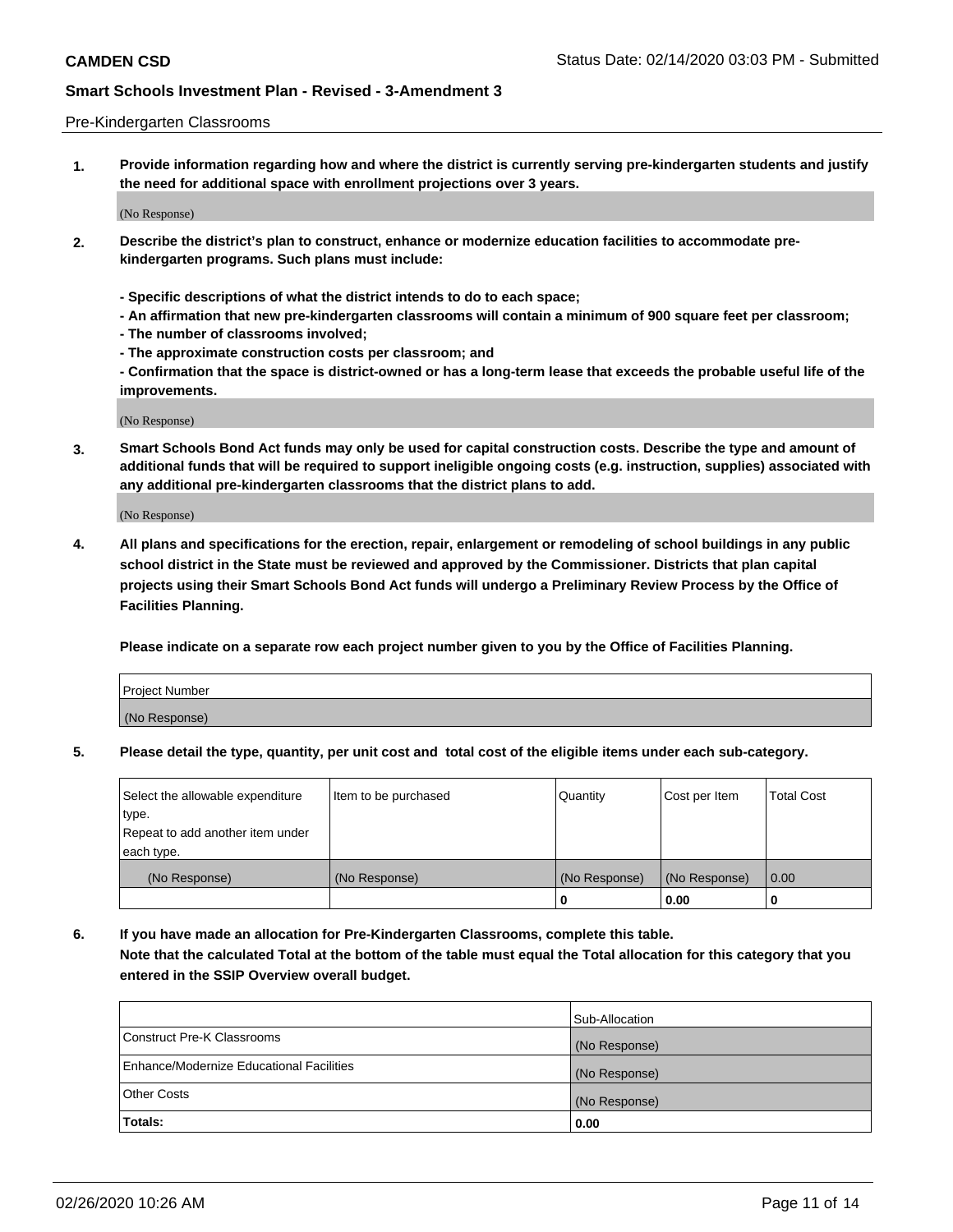Pre-Kindergarten Classrooms

1. **Provide information regarding how and where the district is currently serving pre-kindergarten students and justify the need for additional space with enrollment projections over 3 years.**

(No Response)

2. **Describe the district's plan to construct, enhance or modernize education facilities to accommodate pre-kindergarten programs. Such plans must include:**

**- Specific descriptions of what the district intends to do to each space;**
**- An affirmation that new pre-kindergarten classrooms will contain a minimum of 900 square feet per classroom;**
**- The number of classrooms involved;**
**- The approximate construction costs per classroom; and**
**- Confirmation that the space is district-owned or has a long-term lease that exceeds the probable useful life of the improvements.**

(No Response)

3. **Smart Schools Bond Act funds may only be used for capital construction costs. Describe the type and amount of additional funds that will be required to support ineligible ongoing costs (e.g. instruction, supplies) associated with any additional pre-kindergarten classrooms that the district plans to add.**

(No Response)

4. **All plans and specifications for the erection, repair, enlargement or remodeling of school buildings in any public school district in the State must be reviewed and approved by the Commissioner. Districts that plan capital projects using their Smart Schools Bond Act funds will undergo a Preliminary Review Process by the Office of Facilities Planning.**

**Please indicate on a separate row each project number given to you by the Office of Facilities Planning.**

| Project Number |
|---|
| (No Response) |

5. **Please detail the type, quantity, per unit cost and total cost of the eligible items under each sub-category.**

| Select the allowable expenditure type. Repeat to add another item under each type. | Item to be purchased | Quantity | Cost per Item | Total Cost |
|---|---|---|---|---|
| (No Response) | (No Response) | (No Response) | (No Response) | 0.00 |
| | | 0 | 0.00 | 0 |

6. **If you have made an allocation for Pre-Kindergarten Classrooms, complete this table. Note that the calculated Total at the bottom of the table must equal the Total allocation for this category that you entered in the SSIP Overview overall budget.**

| | Sub-Allocation |
|---|---|
| Construct Pre-K Classrooms | (No Response) |
| Enhance/Modernize Educational Facilities | (No Response) |
| Other Costs | (No Response) |
| **Totals:** | **0.00** |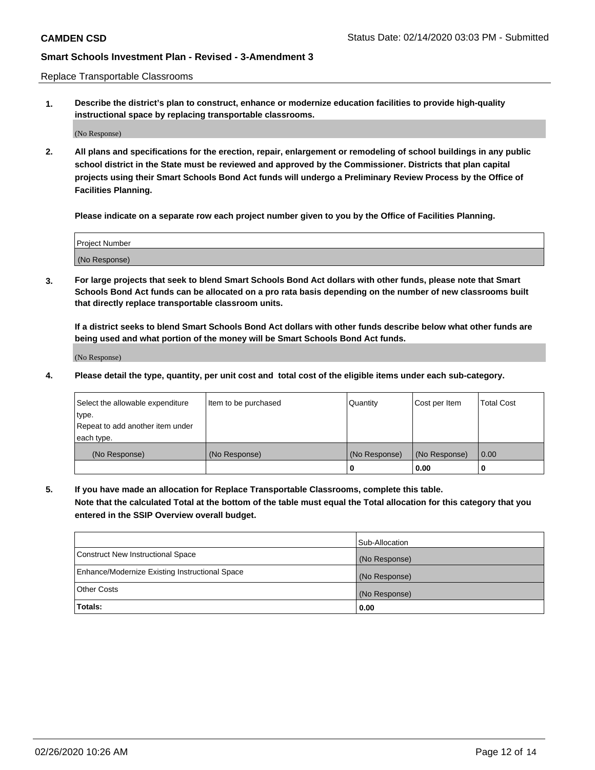Replace Transportable Classrooms

**1. Describe the district's plan to construct, enhance or modernize education facilities to provide high-quality instructional space by replacing transportable classrooms.**

(No Response)

**2. All plans and specifications for the erection, repair, enlargement or remodeling of school buildings in any public school district in the State must be reviewed and approved by the Commissioner. Districts that plan capital projects using their Smart Schools Bond Act funds will undergo a Preliminary Review Process by the Office of Facilities Planning.**

**Please indicate on a separate row each project number given to you by the Office of Facilities Planning.**

| Project Number |
|---|
| (No Response) |

**3. For large projects that seek to blend Smart Schools Bond Act dollars with other funds, please note that Smart Schools Bond Act funds can be allocated on a pro rata basis depending on the number of new classrooms built that directly replace transportable classroom units.**

**If a district seeks to blend Smart Schools Bond Act dollars with other funds describe below what other funds are being used and what portion of the money will be Smart Schools Bond Act funds.**

(No Response)

**4. Please detail the type, quantity, per unit cost and total cost of the eligible items under each sub-category.**

| Select the allowable expenditure type. Repeat to add another item under each type. | Item to be purchased | Quantity | Cost per Item | Total Cost |
|---|---|---|---|---|
| (No Response) | (No Response) | (No Response) | (No Response) | 0.00 |
| | | 0 | 0.00 | 0 |

**5. If you have made an allocation for Replace Transportable Classrooms, complete this table. Note that the calculated Total at the bottom of the table must equal the Total allocation for this category that you entered in the SSIP Overview overall budget.**

| | Sub-Allocation |
|---|---|
| Construct New Instructional Space | (No Response) |
| Enhance/Modernize Existing Instructional Space | (No Response) |
| Other Costs | (No Response) |
| **Totals:** | **0.00** |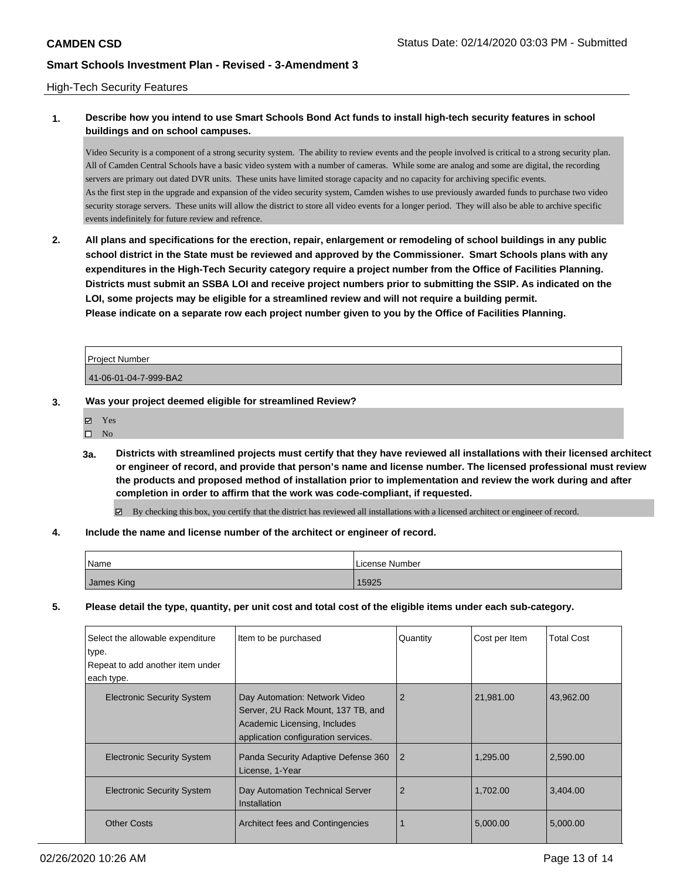High-Tech Security Features

**1. Describe how you intend to use Smart Schools Bond Act funds to install high-tech security features in school buildings and on school campuses.**

Video Security is a component of a strong security system. The ability to review events and the people involved is critical to a strong security plan. All of Camden Central Schools have a basic video system with a number of cameras. While some are analog and some are digital, the recording servers are primary out dated DVR units. These units have limited storage capacity and no capacity for archiving specific events.
As the first step in the upgrade and expansion of the video security system, Camden wishes to use previously awarded funds to purchase two video security storage servers. These units will allow the district to store all video events for a longer period. They will also be able to archive specific events indefinitely for future review and refrence.

**2. All plans and specifications for the erection, repair, enlargement or remodeling of school buildings in any public school district in the State must be reviewed and approved by the Commissioner. Smart Schools plans with any expenditures in the High-Tech Security category require a project number from the Office of Facilities Planning. Districts must submit an SSBA LOI and receive project numbers prior to submitting the SSIP. As indicated on the LOI, some projects may be eligible for a streamlined review and will not require a building permit. Please indicate on a separate row each project number given to you by the Office of Facilities Planning.**

| Project Number |
|---|
| 41-06-01-04-7-999-BA2 |

**3. Was your project deemed eligible for streamlined Review?**

- ☑ Yes
- ☐ No

**3a. Districts with streamlined projects must certify that they have reviewed all installations with their licensed architect or engineer of record, and provide that person's name and license number. The licensed professional must review the products and proposed method of installation prior to implementation and review the work during and after completion in order to affirm that the work was code-compliant, if requested.**

☑ By checking this box, you certify that the district has reviewed all installations with a licensed architect or engineer of record.

**4. Include the name and license number of the architect or engineer of record.**

| Name | License Number |
|---|---|
| James King | 15925 |

**5. Please detail the type, quantity, per unit cost and total cost of the eligible items under each sub-category.**

| Select the allowable expenditure type. Repeat to add another item under each type. | Item to be purchased | Quantity | Cost per Item | Total Cost |
|---|---|---|---|---|
| Electronic Security System | Day Automation: Network Video Server, 2U Rack Mount, 137 TB, and Academic Licensing, Includes application configuration services. | 2 | 21,981.00 | 43,962.00 |
| Electronic Security System | Panda Security Adaptive Defense 360 License, 1-Year | 2 | 1,295.00 | 2,590.00 |
| Electronic Security System | Day Automation Technical Server Installation | 2 | 1,702.00 | 3,404.00 |
| Other Costs | Architect fees and Contingencies | 1 | 5,000.00 | 5,000.00 |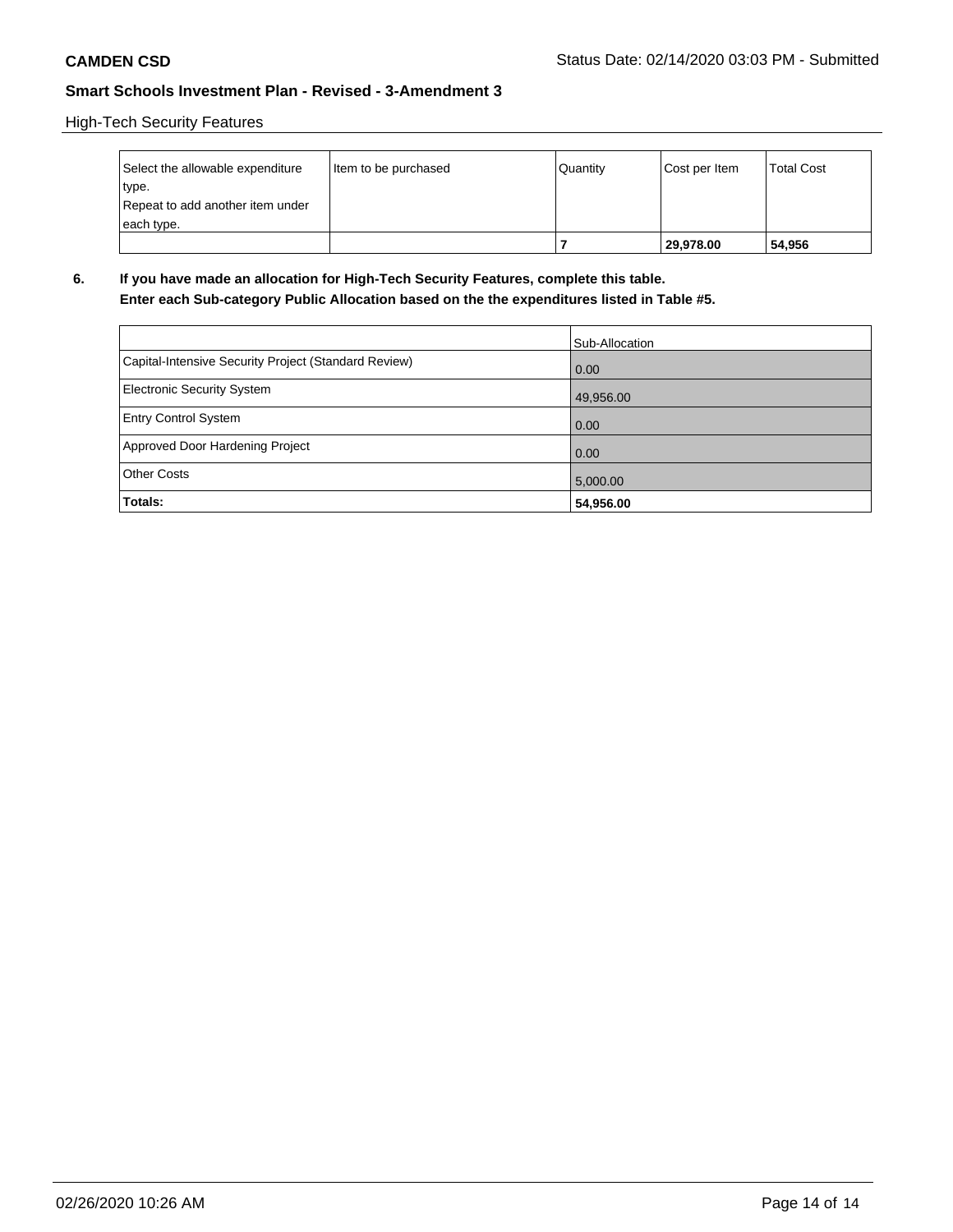High-Tech Security Features

| Select the allowable expenditure type.<br>Repeat to add another item under each type. | Item to be purchased | Quantity | Cost per Item | Total Cost |
| --- | --- | --- | --- | --- |
| | | **7** | **29,978.00** | **54,956** |

**6. If you have made an allocation for High-Tech Security Features, complete this table.**
**Enter each Sub-category Public Allocation based on the the expenditures listed in Table #5.**

| | Sub-Allocation |
| --- | --- |
| Capital-Intensive Security Project (Standard Review) | 0.00 |
| Electronic Security System | 49,956.00 |
| Entry Control System | 0.00 |
| Approved Door Hardening Project | 0.00 |
| Other Costs | 5,000.00 |
| **Totals:** | **54,956.00** |